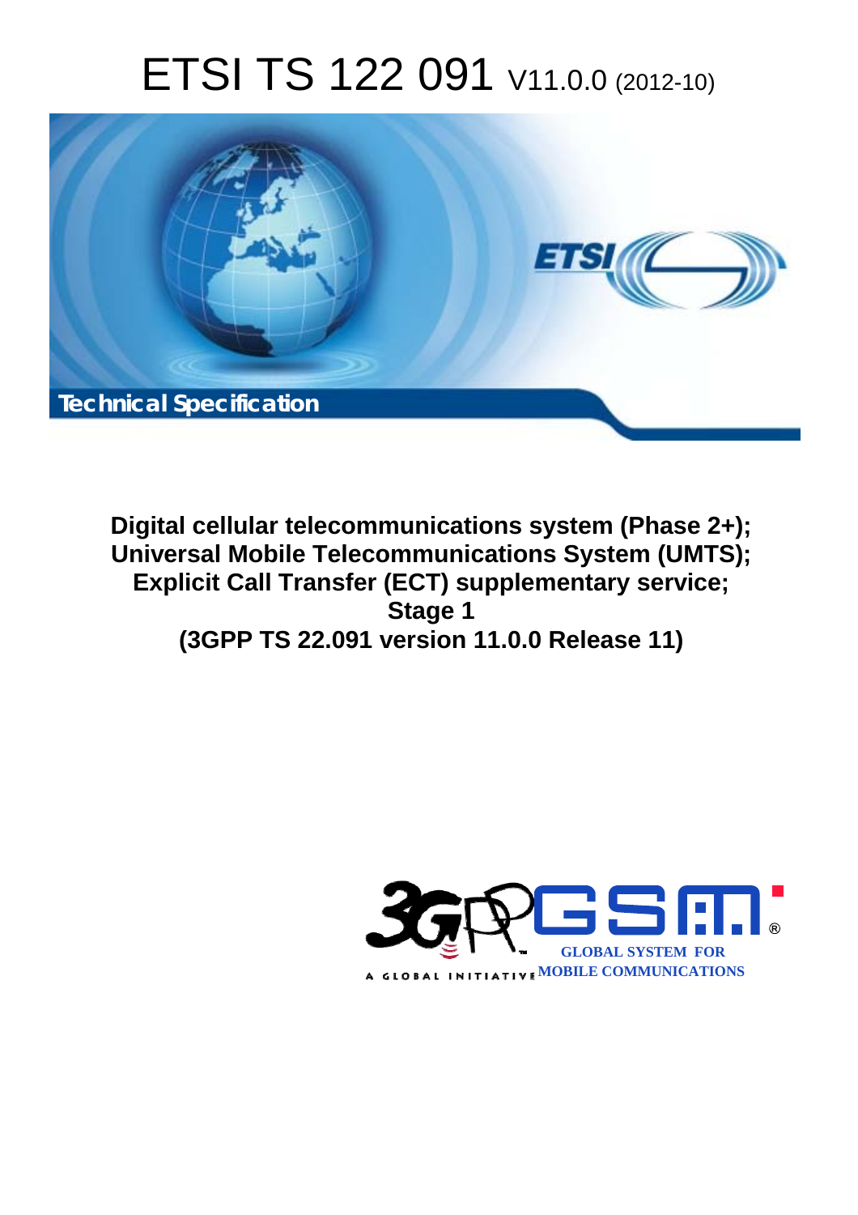# ETSI TS 122 091 V11.0.0 (2012-10)

**Technical Specification**

**Digital cellular telecommunications system (Phase 2+);
Universal Mobile Telecommunications System (UMTS);
Explicit Call Transfer (ECT) supplementary service;
Stage 1
(3GPP TS 22.091 version 11.0.0 Release 11)**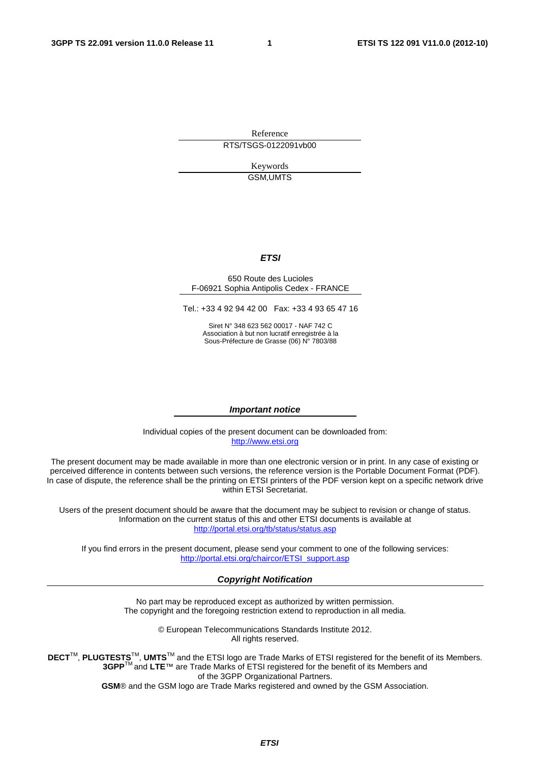Reference

RTS/TSGS-0122091vb00

Keywords

GSM,UMTS

***ETSI***

650 Route des Lucioles
F-06921 Sophia Antipolis Cedex - FRANCE

Tel.: +33 4 92 94 42 00 Fax: +33 4 93 65 47 16

Siret N° 348 623 562 00017 - NAF 742 C
Association à but non lucratif enregistrée à la
Sous-Préfecture de Grasse (06) N° 7803/88

***Important notice***

Individual copies of the present document can be downloaded from:
http://www.etsi.org

The present document may be made available in more than one electronic version or in print. In any case of existing or perceived difference in contents between such versions, the reference version is the Portable Document Format (PDF). In case of dispute, the reference shall be the printing on ETSI printers of the PDF version kept on a specific network drive within ETSI Secretariat.

Users of the present document should be aware that the document may be subject to revision or change of status. Information on the current status of this and other ETSI documents is available at
http://portal.etsi.org/tb/status/status.asp

If you find errors in the present document, please send your comment to one of the following services:
http://portal.etsi.org/chaircor/ETSI_support.asp

***Copyright Notification***

No part may be reproduced except as authorized by written permission.
The copyright and the foregoing restriction extend to reproduction in all media.

© European Telecommunications Standards Institute 2012.
All rights reserved.

**DECT**™, **PLUGTESTS**™, **UMTS**™ and the ETSI logo are Trade Marks of ETSI registered for the benefit of its Members.
**3GPP**™ and **LTE**™ are Trade Marks of ETSI registered for the benefit of its Members and
of the 3GPP Organizational Partners.
**GSM**® and the GSM logo are Trade Marks registered and owned by the GSM Association.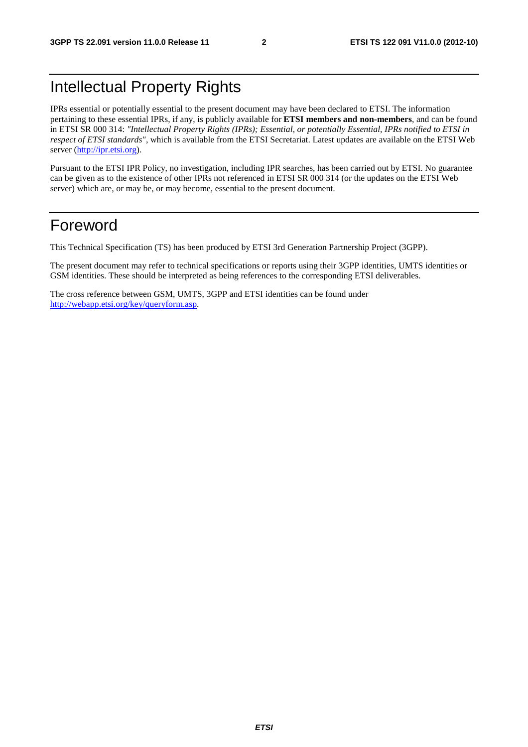# Intellectual Property Rights

IPRs essential or potentially essential to the present document may have been declared to ETSI. The information pertaining to these essential IPRs, if any, is publicly available for **ETSI members and non-members**, and can be found in ETSI SR 000 314: *"Intellectual Property Rights (IPRs); Essential, or potentially Essential, IPRs notified to ETSI in respect of ETSI standards"*, which is available from the ETSI Secretariat. Latest updates are available on the ETSI Web server (http://ipr.etsi.org).

Pursuant to the ETSI IPR Policy, no investigation, including IPR searches, has been carried out by ETSI. No guarantee can be given as to the existence of other IPRs not referenced in ETSI SR 000 314 (or the updates on the ETSI Web server) which are, or may be, or may become, essential to the present document.

# Foreword

This Technical Specification (TS) has been produced by ETSI 3rd Generation Partnership Project (3GPP).

The present document may refer to technical specifications or reports using their 3GPP identities, UMTS identities or GSM identities. These should be interpreted as being references to the corresponding ETSI deliverables.

The cross reference between GSM, UMTS, 3GPP and ETSI identities can be found under http://webapp.etsi.org/key/queryform.asp.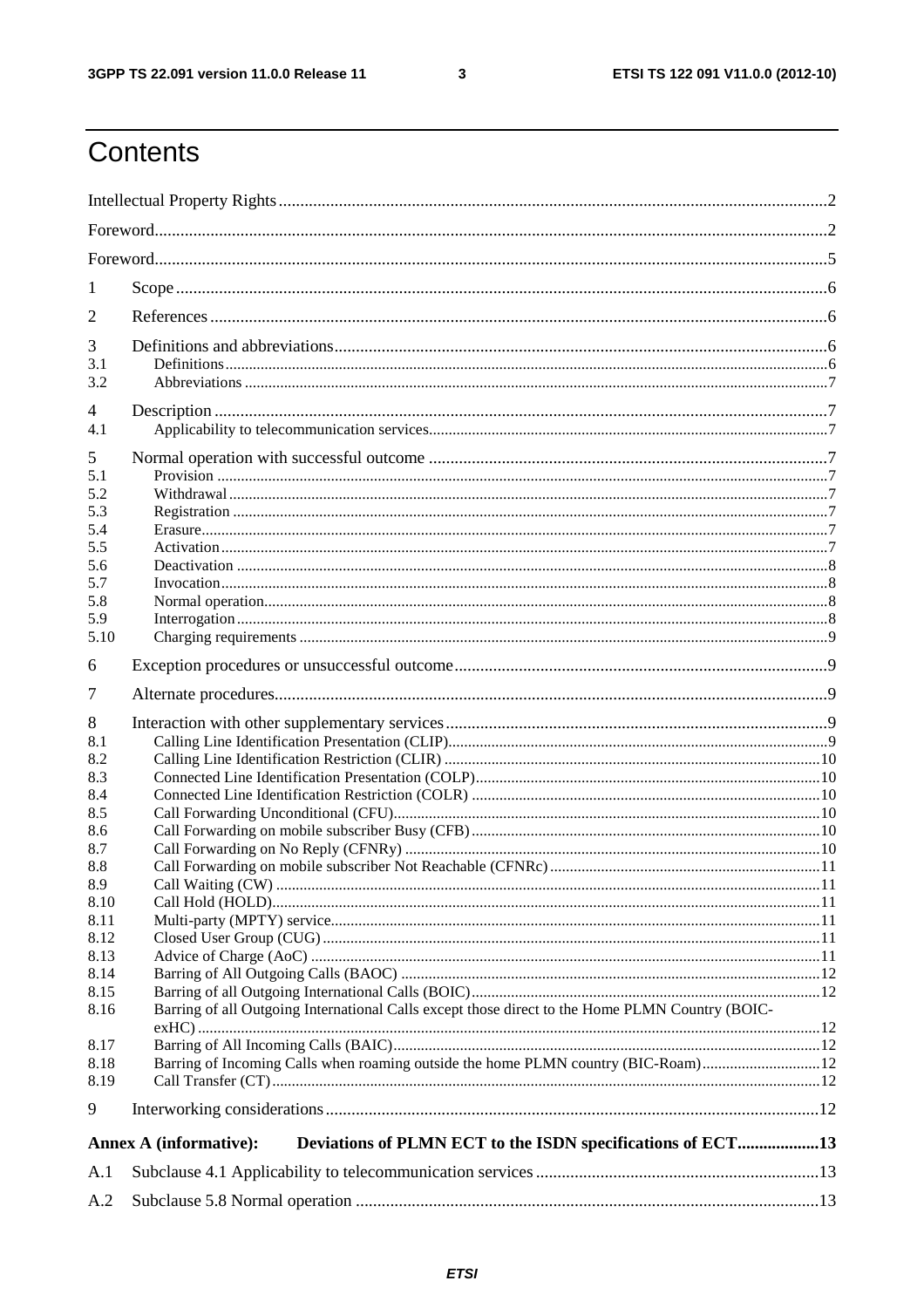# Contents

Intellectual Property Rights ....................................................................................................................2

Foreword....................................................................................................................................2

Foreword....................................................................................................................................5

1 Scope ......................................................................................................................................6

2 References ..............................................................................................................................6

3 Definitions and abbreviations..................................................................................................6

3.1 Definitions..............................................................................................................................6

3.2 Abbreviations .........................................................................................................................7

4 Description ..............................................................................................................................7

4.1 Applicability to telecommunication services..........................................................................7

5 Normal operation with successful outcome ............................................................................7

5.1 Provision ................................................................................................................................7

5.2 Withdrawal .............................................................................................................................7

5.3 Registration ............................................................................................................................7

5.4 Erasure....................................................................................................................................7

5.5 Activation ...............................................................................................................................7

5.6 Deactivation ...........................................................................................................................8

5.7 Invocation................................................................................................................................8

5.8 Normal operation....................................................................................................................8

5.9 Interrogation ...........................................................................................................................8

5.10 Charging requirements ..........................................................................................................9

6 Exception procedures or unsuccessful outcome.......................................................................9

7 Alternate procedures................................................................................................................9

8 Interaction with other supplementary services.........................................................................9

8.1 Calling Line Identification Presentation (CLIP).....................................................................9

8.2 Calling Line Identification Restriction (CLIR) ....................................................................10

8.3 Connected Line Identification Presentation (COLP).............................................................10

8.4 Connected Line Identification Restriction (COLR) .............................................................10

8.5 Call Forwarding Unconditional (CFU)..................................................................................10

8.6 Call Forwarding on mobile subscriber Busy (CFB) .............................................................10

8.7 Call Forwarding on No Reply (CFNRy) ...............................................................................10

8.8 Call Forwarding on mobile subscriber Not Reachable (CFNRc) ..........................................11

8.9 Call Waiting (CW) ................................................................................................................11

8.10 Call Hold (HOLD)...............................................................................................................11

8.11 Multi-party (MPTY) service.................................................................................................11

8.12 Closed User Group (CUG) ...................................................................................................11

8.13 Advice of Charge (AoC) ......................................................................................................11

8.14 Barring of All Outgoing Calls (BAOC) ...............................................................................12

8.15 Barring of all Outgoing International Calls (BOIC).............................................................12

8.16 Barring of all Outgoing International Calls except those direct to the Home PLMN Country (BOIC-exHC) ..................................................................................................................................12

8.17 Barring of All Incoming Calls (BAIC)..................................................................................12

8.18 Barring of Incoming Calls when roaming outside the home PLMN country (BIC-Roam)...12

8.19 Call Transfer (CT) ................................................................................................................12

9 Interworking considerations......................................................................................................12

**Annex A (informative): Deviations of PLMN ECT to the ISDN specifications of ECT...................13**

A.1 Subclause 4.1 Applicability to telecommunication services ..................................................13

A.2 Subclause 5.8 Normal operation ............................................................................................13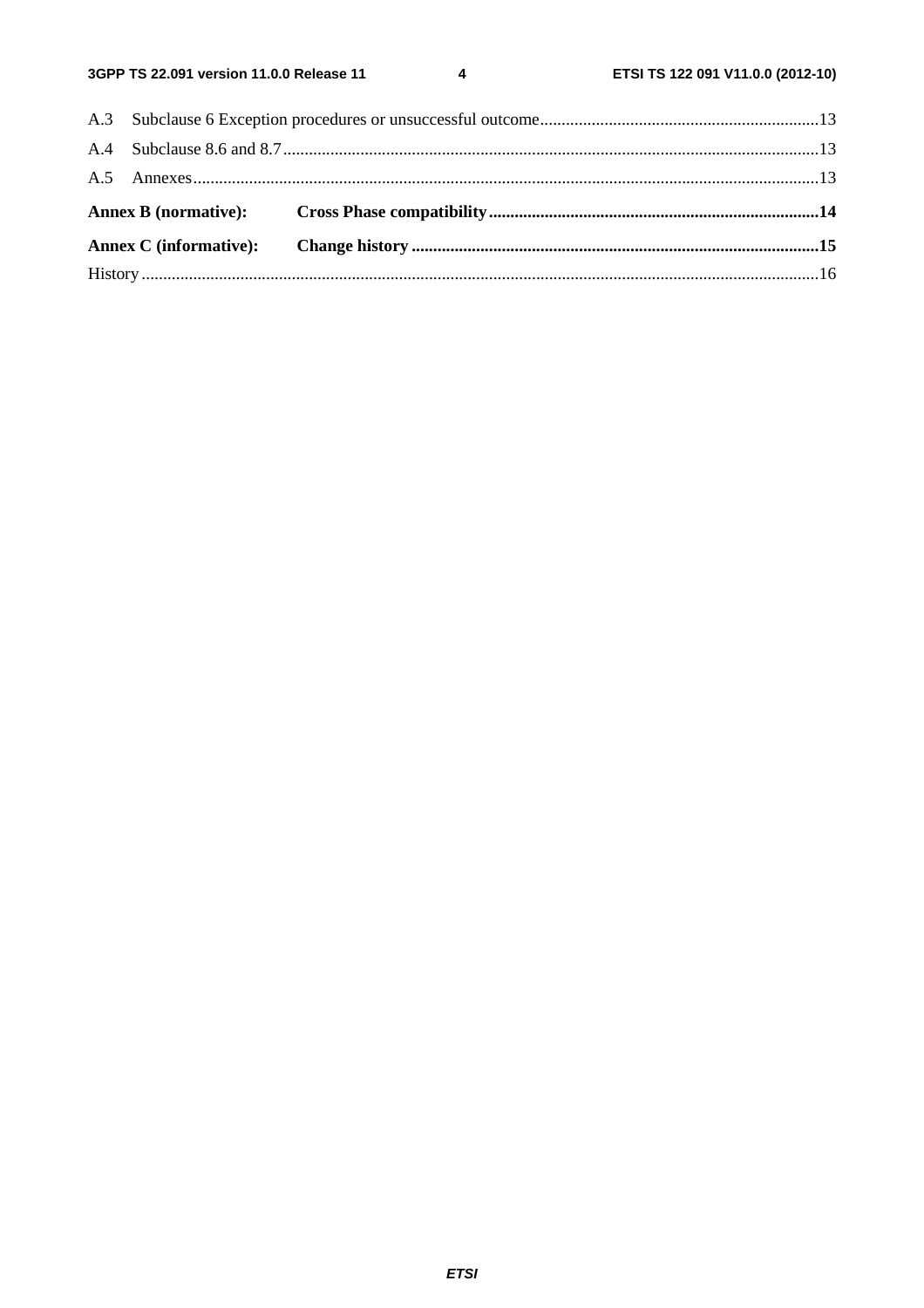A.3 Subclause 6 Exception procedures or unsuccessful outcome....13

A.4 Subclause 8.6 and 8.7....13

A.5 Annexes....13

**Annex B (normative): Cross Phase compatibility....14**

**Annex C (informative): Change history....15**

History....16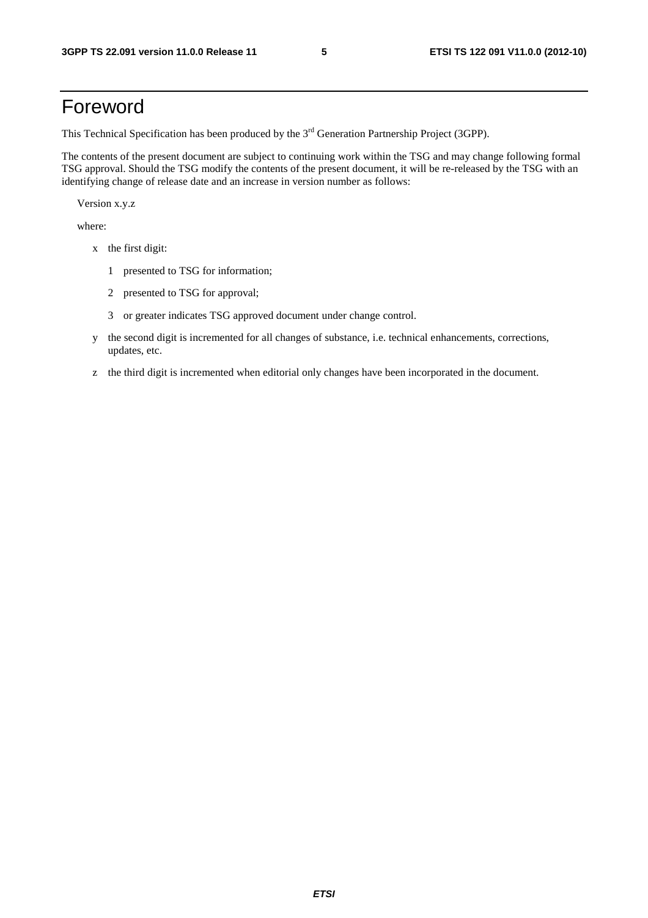# Foreword

This Technical Specification has been produced by the 3rd Generation Partnership Project (3GPP).

The contents of the present document are subject to continuing work within the TSG and may change following formal TSG approval. Should the TSG modify the contents of the present document, it will be re-released by the TSG with an identifying change of release date and an increase in version number as follows:

Version x.y.z

where:

- x the first digit:
  - 1 presented to TSG for information;
  - 2 presented to TSG for approval;
  - 3 or greater indicates TSG approved document under change control.
- y the second digit is incremented for all changes of substance, i.e. technical enhancements, corrections, updates, etc.
- z the third digit is incremented when editorial only changes have been incorporated in the document.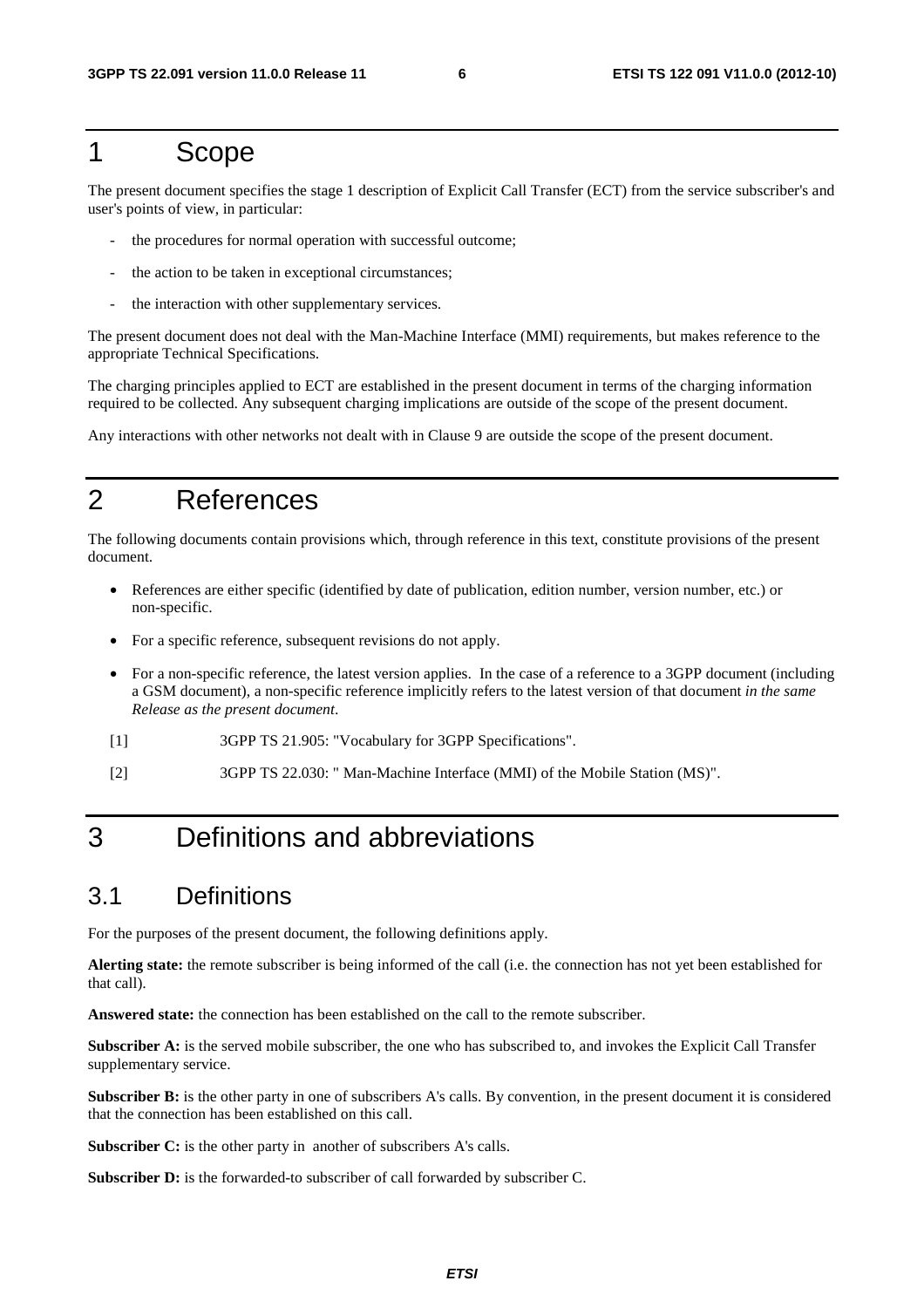# 1 Scope

The present document specifies the stage 1 description of Explicit Call Transfer (ECT) from the service subscriber's and user's points of view, in particular:

- the procedures for normal operation with successful outcome;
- the action to be taken in exceptional circumstances;
- the interaction with other supplementary services.

The present document does not deal with the Man-Machine Interface (MMI) requirements, but makes reference to the appropriate Technical Specifications.

The charging principles applied to ECT are established in the present document in terms of the charging information required to be collected. Any subsequent charging implications are outside of the scope of the present document.

Any interactions with other networks not dealt with in Clause 9 are outside the scope of the present document.

# 2 References

The following documents contain provisions which, through reference in this text, constitute provisions of the present document.

- References are either specific (identified by date of publication, edition number, version number, etc.) or non-specific.
- For a specific reference, subsequent revisions do not apply.
- For a non-specific reference, the latest version applies. In the case of a reference to a 3GPP document (including a GSM document), a non-specific reference implicitly refers to the latest version of that document *in the same Release as the present document*.

[1] 3GPP TS 21.905: "Vocabulary for 3GPP Specifications".

[2] 3GPP TS 22.030: " Man-Machine Interface (MMI) of the Mobile Station (MS)".

# 3 Definitions and abbreviations

## 3.1 Definitions

For the purposes of the present document, the following definitions apply.

**Alerting state:** the remote subscriber is being informed of the call (i.e. the connection has not yet been established for that call).

**Answered state:** the connection has been established on the call to the remote subscriber.

**Subscriber A:** is the served mobile subscriber, the one who has subscribed to, and invokes the Explicit Call Transfer supplementary service.

**Subscriber B:** is the other party in one of subscribers A's calls. By convention, in the present document it is considered that the connection has been established on this call.

**Subscriber C:** is the other party in another of subscribers A's calls.

**Subscriber D:** is the forwarded-to subscriber of call forwarded by subscriber C.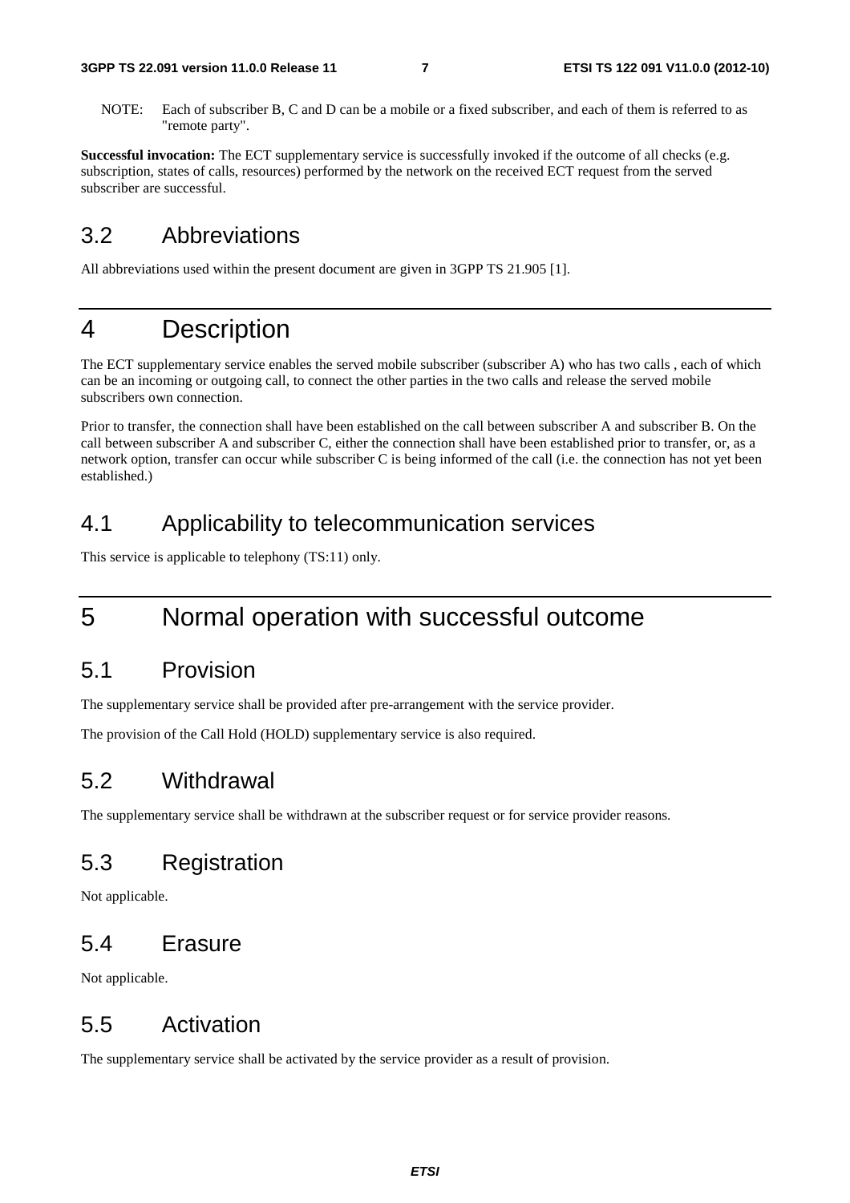NOTE: Each of subscriber B, C and D can be a mobile or a fixed subscriber, and each of them is referred to as "remote party".

**Successful invocation:** The ECT supplementary service is successfully invoked if the outcome of all checks (e.g. subscription, states of calls, resources) performed by the network on the received ECT request from the served subscriber are successful.

## 3.2 Abbreviations

All abbreviations used within the present document are given in 3GPP TS 21.905 [1].

# 4 Description

The ECT supplementary service enables the served mobile subscriber (subscriber A) who has two calls , each of which can be an incoming or outgoing call, to connect the other parties in the two calls and release the served mobile subscribers own connection.

Prior to transfer, the connection shall have been established on the call between subscriber A and subscriber B. On the call between subscriber A and subscriber C, either the connection shall have been established prior to transfer, or, as a network option, transfer can occur while subscriber C is being informed of the call (i.e. the connection has not yet been established.)

## 4.1 Applicability to telecommunication services

This service is applicable to telephony (TS:11) only.

# 5 Normal operation with successful outcome

## 5.1 Provision

The supplementary service shall be provided after pre-arrangement with the service provider.

The provision of the Call Hold (HOLD) supplementary service is also required.

## 5.2 Withdrawal

The supplementary service shall be withdrawn at the subscriber request or for service provider reasons.

## 5.3 Registration

Not applicable.

## 5.4 Erasure

Not applicable.

## 5.5 Activation

The supplementary service shall be activated by the service provider as a result of provision.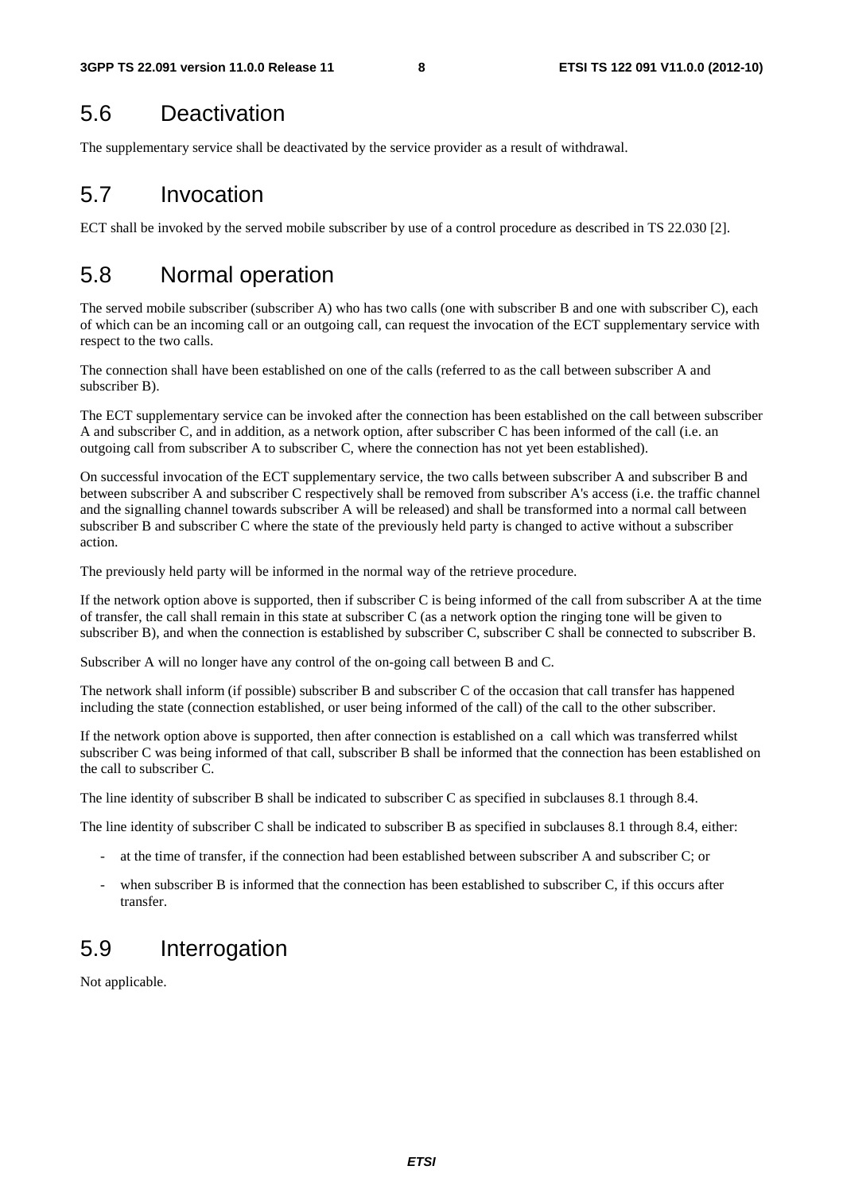## 5.6 Deactivation

The supplementary service shall be deactivated by the service provider as a result of withdrawal.

## 5.7 Invocation

ECT shall be invoked by the served mobile subscriber by use of a control procedure as described in TS 22.030 [2].

## 5.8 Normal operation

The served mobile subscriber (subscriber A) who has two calls (one with subscriber B and one with subscriber C), each of which can be an incoming call or an outgoing call, can request the invocation of the ECT supplementary service with respect to the two calls.

The connection shall have been established on one of the calls (referred to as the call between subscriber A and subscriber B).

The ECT supplementary service can be invoked after the connection has been established on the call between subscriber A and subscriber C, and in addition, as a network option, after subscriber C has been informed of the call (i.e. an outgoing call from subscriber A to subscriber C, where the connection has not yet been established).

On successful invocation of the ECT supplementary service, the two calls between subscriber A and subscriber B and between subscriber A and subscriber C respectively shall be removed from subscriber A's access (i.e. the traffic channel and the signalling channel towards subscriber A will be released) and shall be transformed into a normal call between subscriber B and subscriber C where the state of the previously held party is changed to active without a subscriber action.

The previously held party will be informed in the normal way of the retrieve procedure.

If the network option above is supported, then if subscriber C is being informed of the call from subscriber A at the time of transfer, the call shall remain in this state at subscriber C (as a network option the ringing tone will be given to subscriber B), and when the connection is established by subscriber C, subscriber C shall be connected to subscriber B.

Subscriber A will no longer have any control of the on-going call between B and C.

The network shall inform (if possible) subscriber B and subscriber C of the occasion that call transfer has happened including the state (connection established, or user being informed of the call) of the call to the other subscriber.

If the network option above is supported, then after connection is established on a call which was transferred whilst subscriber C was being informed of that call, subscriber B shall be informed that the connection has been established on the call to subscriber C.

The line identity of subscriber B shall be indicated to subscriber C as specified in subclauses 8.1 through 8.4.

The line identity of subscriber C shall be indicated to subscriber B as specified in subclauses 8.1 through 8.4, either:

- at the time of transfer, if the connection had been established between subscriber A and subscriber C; or
- when subscriber B is informed that the connection has been established to subscriber C, if this occurs after transfer.

## 5.9 Interrogation

Not applicable.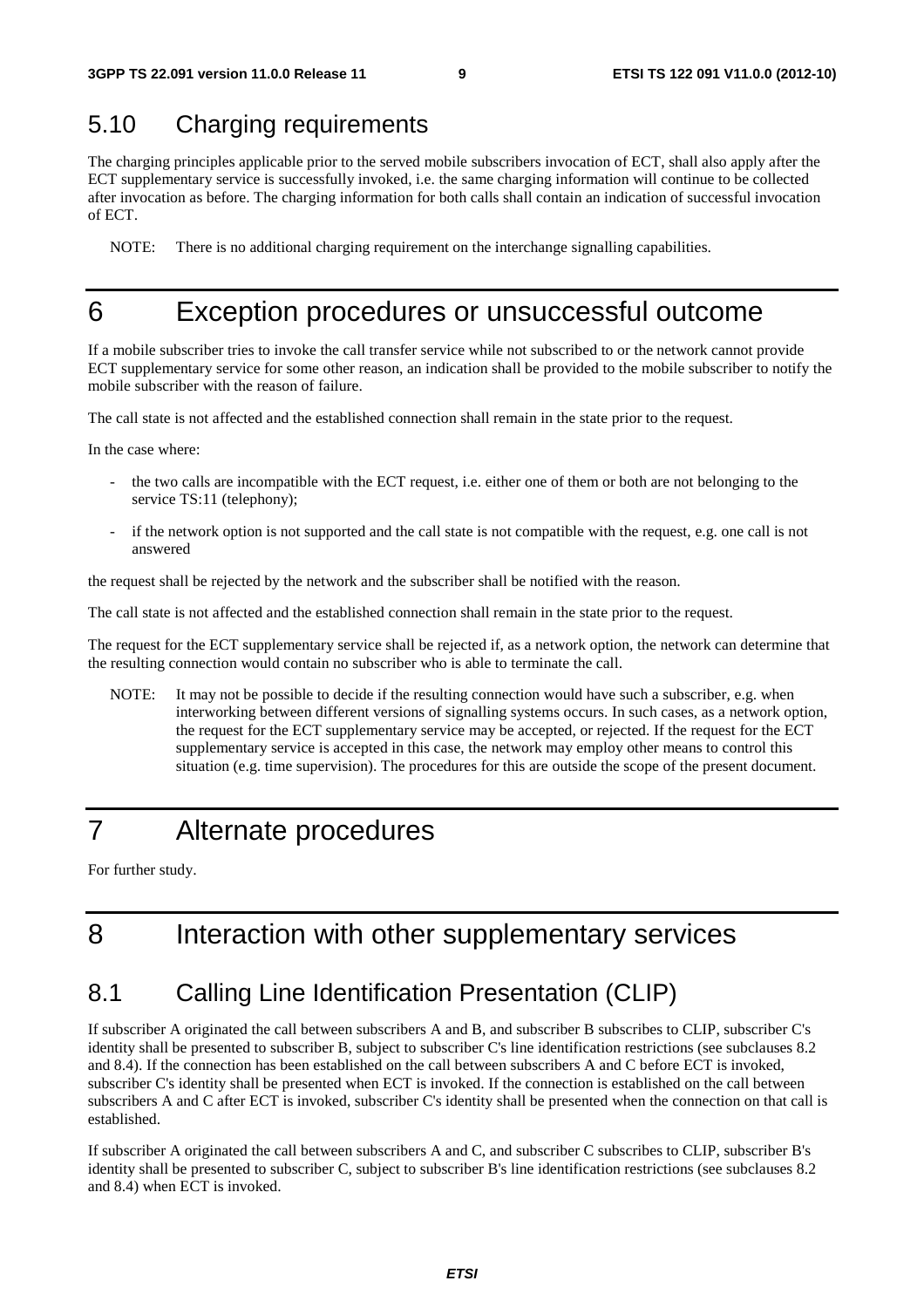## 5.10 Charging requirements

The charging principles applicable prior to the served mobile subscribers invocation of ECT, shall also apply after the ECT supplementary service is successfully invoked, i.e. the same charging information will continue to be collected after invocation as before. The charging information for both calls shall contain an indication of successful invocation of ECT.

NOTE: There is no additional charging requirement on the interchange signalling capabilities.

# 6 Exception procedures or unsuccessful outcome

If a mobile subscriber tries to invoke the call transfer service while not subscribed to or the network cannot provide ECT supplementary service for some other reason, an indication shall be provided to the mobile subscriber to notify the mobile subscriber with the reason of failure.

The call state is not affected and the established connection shall remain in the state prior to the request.

In the case where:

- the two calls are incompatible with the ECT request, i.e. either one of them or both are not belonging to the service TS:11 (telephony);
- if the network option is not supported and the call state is not compatible with the request, e.g. one call is not answered

the request shall be rejected by the network and the subscriber shall be notified with the reason.

The call state is not affected and the established connection shall remain in the state prior to the request.

The request for the ECT supplementary service shall be rejected if, as a network option, the network can determine that the resulting connection would contain no subscriber who is able to terminate the call.

NOTE: It may not be possible to decide if the resulting connection would have such a subscriber, e.g. when interworking between different versions of signalling systems occurs. In such cases, as a network option, the request for the ECT supplementary service may be accepted, or rejected. If the request for the ECT supplementary service is accepted in this case, the network may employ other means to control this situation (e.g. time supervision). The procedures for this are outside the scope of the present document.

# 7 Alternate procedures

For further study.

# 8 Interaction with other supplementary services

## 8.1 Calling Line Identification Presentation (CLIP)

If subscriber A originated the call between subscribers A and B, and subscriber B subscribes to CLIP, subscriber C's identity shall be presented to subscriber B, subject to subscriber C's line identification restrictions (see subclauses 8.2 and 8.4). If the connection has been established on the call between subscribers A and C before ECT is invoked, subscriber C's identity shall be presented when ECT is invoked. If the connection is established on the call between subscribers A and C after ECT is invoked, subscriber C's identity shall be presented when the connection on that call is established.

If subscriber A originated the call between subscribers A and C, and subscriber C subscribes to CLIP, subscriber B's identity shall be presented to subscriber C, subject to subscriber B's line identification restrictions (see subclauses 8.2 and 8.4) when ECT is invoked.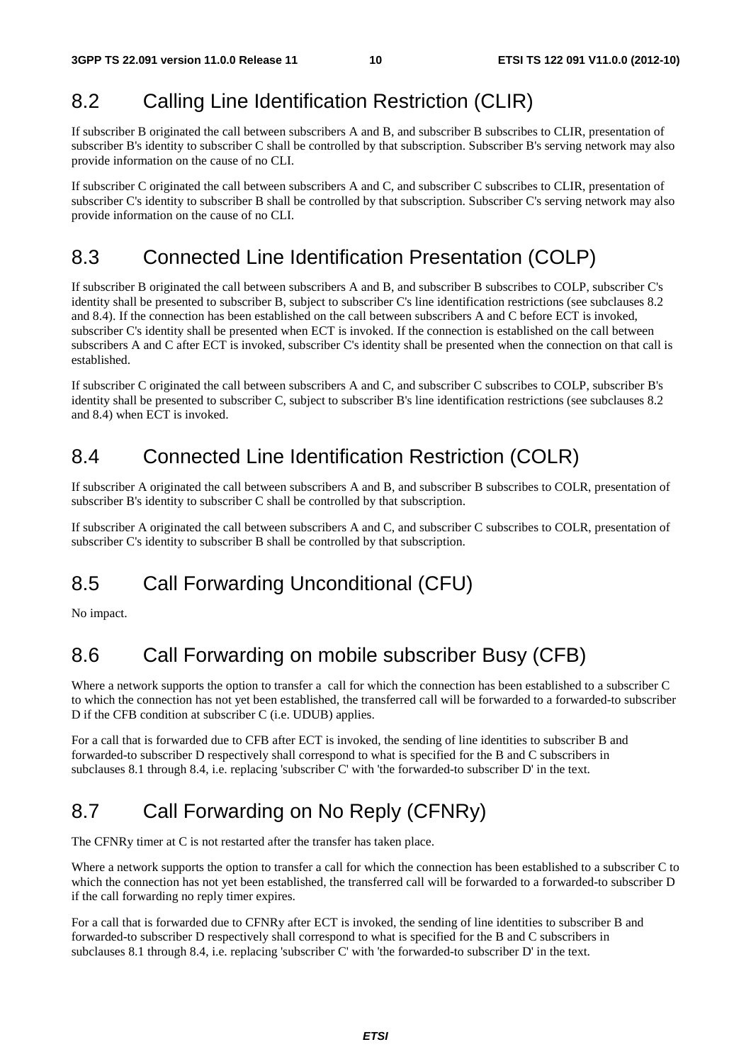## 8.2 Calling Line Identification Restriction (CLIR)

If subscriber B originated the call between subscribers A and B, and subscriber B subscribes to CLIR, presentation of subscriber B's identity to subscriber C shall be controlled by that subscription. Subscriber B's serving network may also provide information on the cause of no CLI.

If subscriber C originated the call between subscribers A and C, and subscriber C subscribes to CLIR, presentation of subscriber C's identity to subscriber B shall be controlled by that subscription. Subscriber C's serving network may also provide information on the cause of no CLI.

## 8.3 Connected Line Identification Presentation (COLP)

If subscriber B originated the call between subscribers A and B, and subscriber B subscribes to COLP, subscriber C's identity shall be presented to subscriber B, subject to subscriber C's line identification restrictions (see subclauses 8.2 and 8.4). If the connection has been established on the call between subscribers A and C before ECT is invoked, subscriber C's identity shall be presented when ECT is invoked. If the connection is established on the call between subscribers A and C after ECT is invoked, subscriber C's identity shall be presented when the connection on that call is established.

If subscriber C originated the call between subscribers A and C, and subscriber C subscribes to COLP, subscriber B's identity shall be presented to subscriber C, subject to subscriber B's line identification restrictions (see subclauses 8.2 and 8.4) when ECT is invoked.

## 8.4 Connected Line Identification Restriction (COLR)

If subscriber A originated the call between subscribers A and B, and subscriber B subscribes to COLR, presentation of subscriber B's identity to subscriber C shall be controlled by that subscription.

If subscriber A originated the call between subscribers A and C, and subscriber C subscribes to COLR, presentation of subscriber C's identity to subscriber B shall be controlled by that subscription.

## 8.5 Call Forwarding Unconditional (CFU)

No impact.

## 8.6 Call Forwarding on mobile subscriber Busy (CFB)

Where a network supports the option to transfer a call for which the connection has been established to a subscriber C to which the connection has not yet been established, the transferred call will be forwarded to a forwarded-to subscriber D if the CFB condition at subscriber C (i.e. UDUB) applies.

For a call that is forwarded due to CFB after ECT is invoked, the sending of line identities to subscriber B and forwarded-to subscriber D respectively shall correspond to what is specified for the B and C subscribers in subclauses 8.1 through 8.4, i.e. replacing 'subscriber C' with 'the forwarded-to subscriber D' in the text.

## 8.7 Call Forwarding on No Reply (CFNRy)

The CFNRy timer at C is not restarted after the transfer has taken place.

Where a network supports the option to transfer a call for which the connection has been established to a subscriber C to which the connection has not yet been established, the transferred call will be forwarded to a forwarded-to subscriber D if the call forwarding no reply timer expires.

For a call that is forwarded due to CFNRy after ECT is invoked, the sending of line identities to subscriber B and forwarded-to subscriber D respectively shall correspond to what is specified for the B and C subscribers in subclauses 8.1 through 8.4, i.e. replacing 'subscriber C' with 'the forwarded-to subscriber D' in the text.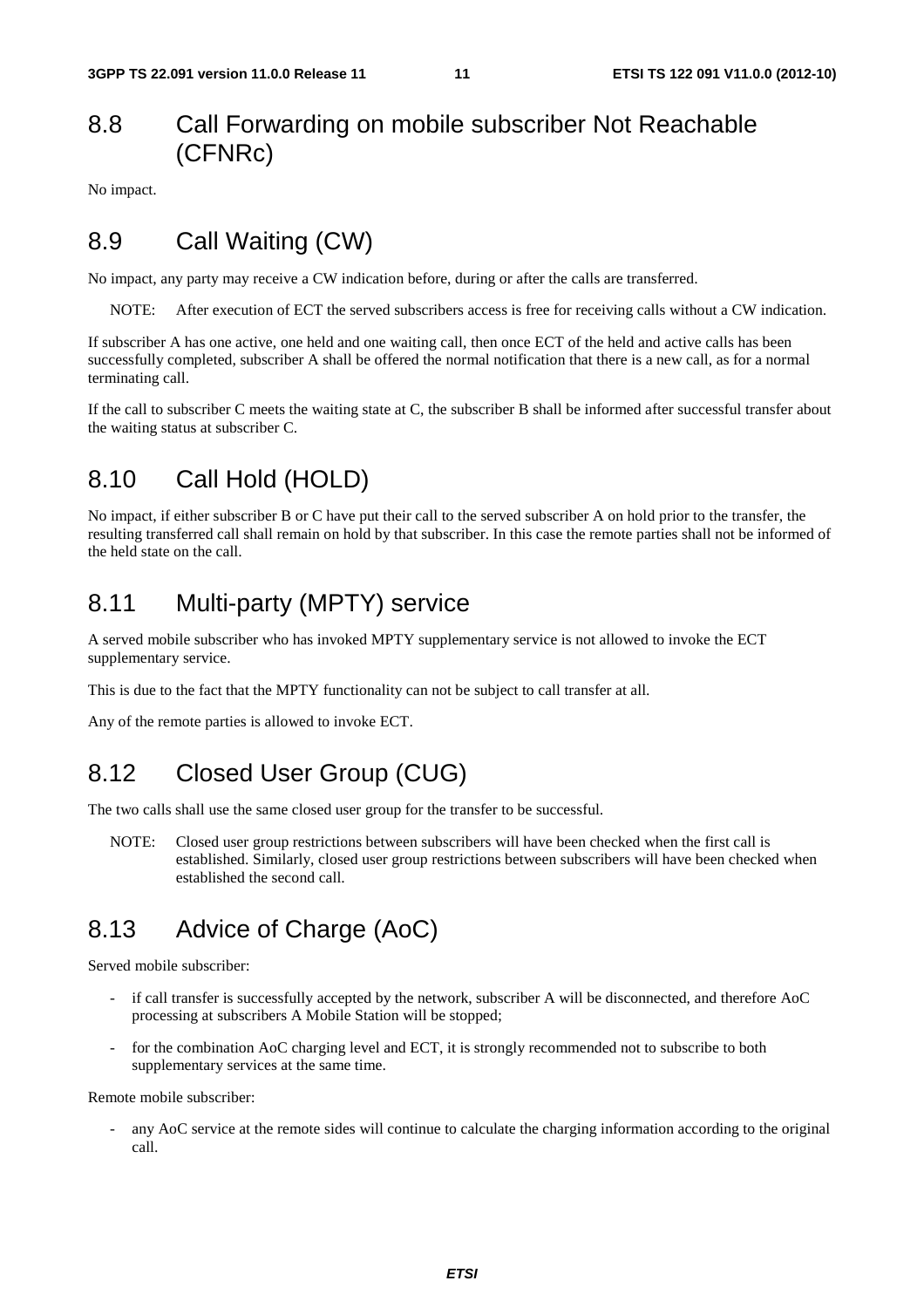## 8.8 Call Forwarding on mobile subscriber Not Reachable (CFNRc)

No impact.

## 8.9 Call Waiting (CW)

No impact, any party may receive a CW indication before, during or after the calls are transferred.

NOTE: After execution of ECT the served subscribers access is free for receiving calls without a CW indication.

If subscriber A has one active, one held and one waiting call, then once ECT of the held and active calls has been successfully completed, subscriber A shall be offered the normal notification that there is a new call, as for a normal terminating call.

If the call to subscriber C meets the waiting state at C, the subscriber B shall be informed after successful transfer about the waiting status at subscriber C.

## 8.10 Call Hold (HOLD)

No impact, if either subscriber B or C have put their call to the served subscriber A on hold prior to the transfer, the resulting transferred call shall remain on hold by that subscriber. In this case the remote parties shall not be informed of the held state on the call.

## 8.11 Multi-party (MPTY) service

A served mobile subscriber who has invoked MPTY supplementary service is not allowed to invoke the ECT supplementary service.

This is due to the fact that the MPTY functionality can not be subject to call transfer at all.

Any of the remote parties is allowed to invoke ECT.

## 8.12 Closed User Group (CUG)

The two calls shall use the same closed user group for the transfer to be successful.

NOTE: Closed user group restrictions between subscribers will have been checked when the first call is established. Similarly, closed user group restrictions between subscribers will have been checked when established the second call.

## 8.13 Advice of Charge (AoC)

Served mobile subscriber:

- if call transfer is successfully accepted by the network, subscriber A will be disconnected, and therefore AoC processing at subscribers A Mobile Station will be stopped;
- for the combination AoC charging level and ECT, it is strongly recommended not to subscribe to both supplementary services at the same time.

Remote mobile subscriber:

- any AoC service at the remote sides will continue to calculate the charging information according to the original call.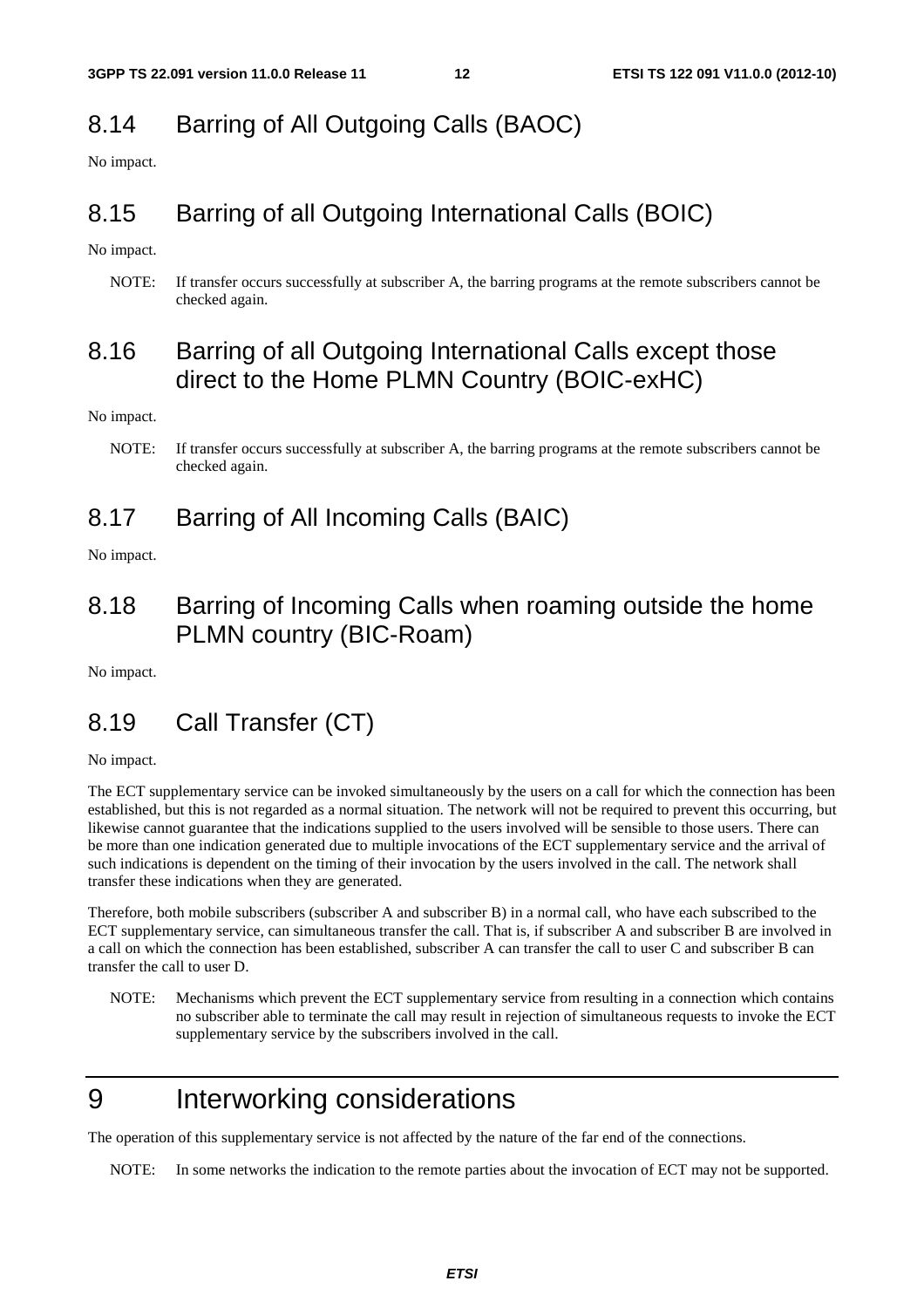## 8.14 Barring of All Outgoing Calls (BAOC)

No impact.

## 8.15 Barring of all Outgoing International Calls (BOIC)

No impact.

NOTE: If transfer occurs successfully at subscriber A, the barring programs at the remote subscribers cannot be checked again.

## 8.16 Barring of all Outgoing International Calls except those direct to the Home PLMN Country (BOIC-exHC)

No impact.

NOTE: If transfer occurs successfully at subscriber A, the barring programs at the remote subscribers cannot be checked again.

## 8.17 Barring of All Incoming Calls (BAIC)

No impact.

## 8.18 Barring of Incoming Calls when roaming outside the home PLMN country (BIC-Roam)

No impact.

## 8.19 Call Transfer (CT)

No impact.

The ECT supplementary service can be invoked simultaneously by the users on a call for which the connection has been established, but this is not regarded as a normal situation. The network will not be required to prevent this occurring, but likewise cannot guarantee that the indications supplied to the users involved will be sensible to those users. There can be more than one indication generated due to multiple invocations of the ECT supplementary service and the arrival of such indications is dependent on the timing of their invocation by the users involved in the call. The network shall transfer these indications when they are generated.

Therefore, both mobile subscribers (subscriber A and subscriber B) in a normal call, who have each subscribed to the ECT supplementary service, can simultaneous transfer the call. That is, if subscriber A and subscriber B are involved in a call on which the connection has been established, subscriber A can transfer the call to user C and subscriber B can transfer the call to user D.

NOTE: Mechanisms which prevent the ECT supplementary service from resulting in a connection which contains no subscriber able to terminate the call may result in rejection of simultaneous requests to invoke the ECT supplementary service by the subscribers involved in the call.

# 9 Interworking considerations

The operation of this supplementary service is not affected by the nature of the far end of the connections.

NOTE: In some networks the indication to the remote parties about the invocation of ECT may not be supported.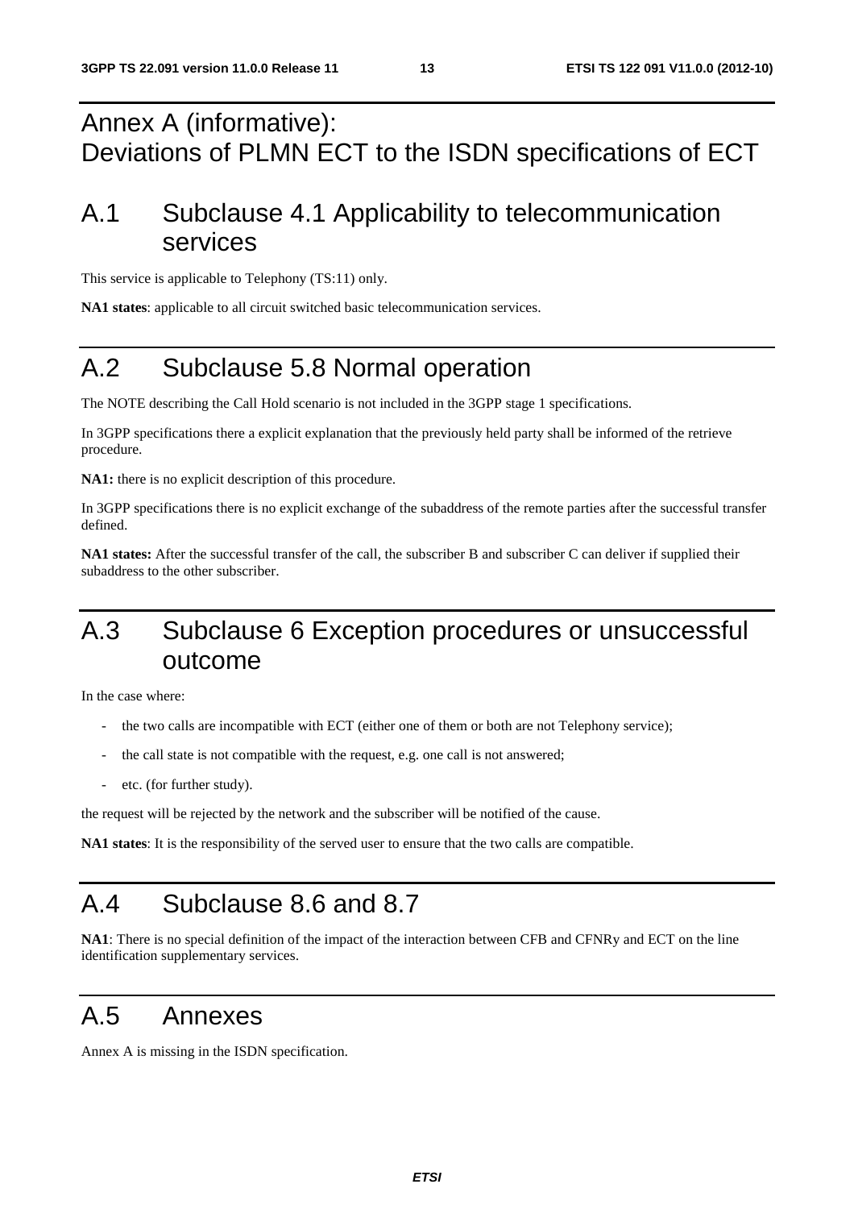# Annex A (informative): Deviations of PLMN ECT to the ISDN specifications of ECT

## A.1 Subclause 4.1 Applicability to telecommunication services

This service is applicable to Telephony (TS:11) only.

**NA1 states**: applicable to all circuit switched basic telecommunication services.

## A.2 Subclause 5.8 Normal operation

The NOTE describing the Call Hold scenario is not included in the 3GPP stage 1 specifications.

In 3GPP specifications there a explicit explanation that the previously held party shall be informed of the retrieve procedure.

**NA1:** there is no explicit description of this procedure.

In 3GPP specifications there is no explicit exchange of the subaddress of the remote parties after the successful transfer defined.

**NA1 states:** After the successful transfer of the call, the subscriber B and subscriber C can deliver if supplied their subaddress to the other subscriber.

## A.3 Subclause 6 Exception procedures or unsuccessful outcome

In the case where:

- the two calls are incompatible with ECT (either one of them or both are not Telephony service);
- the call state is not compatible with the request, e.g. one call is not answered;
- etc. (for further study).

the request will be rejected by the network and the subscriber will be notified of the cause.

**NA1 states**: It is the responsibility of the served user to ensure that the two calls are compatible.

## A.4 Subclause 8.6 and 8.7

**NA1**: There is no special definition of the impact of the interaction between CFB and CFNRy and ECT on the line identification supplementary services.

## A.5 Annexes

Annex A is missing in the ISDN specification.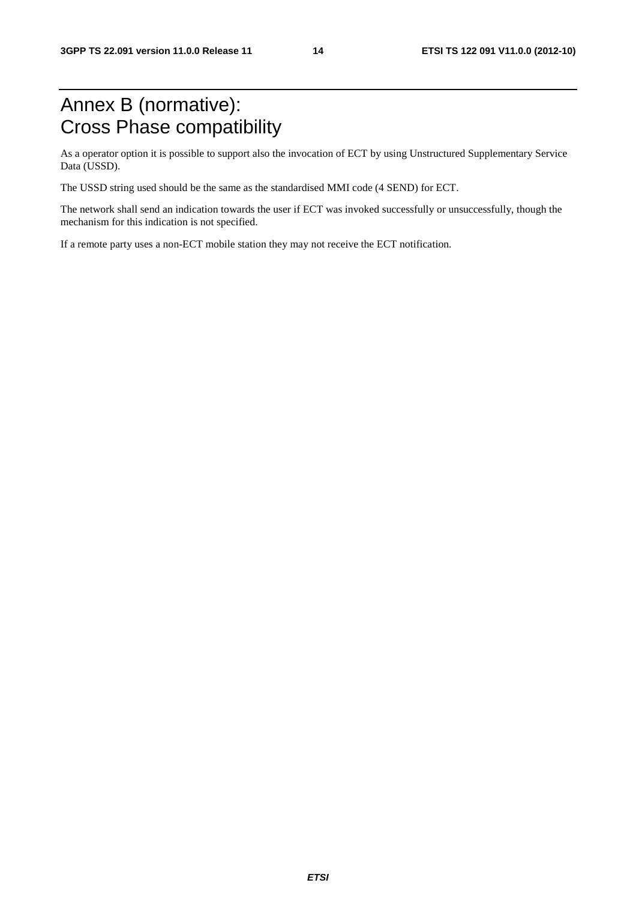# Annex B (normative): Cross Phase compatibility

As a operator option it is possible to support also the invocation of ECT by using Unstructured Supplementary Service Data (USSD).

The USSD string used should be the same as the standardised MMI code (4 SEND) for ECT.

The network shall send an indication towards the user if ECT was invoked successfully or unsuccessfully, though the mechanism for this indication is not specified.

If a remote party uses a non-ECT mobile station they may not receive the ECT notification.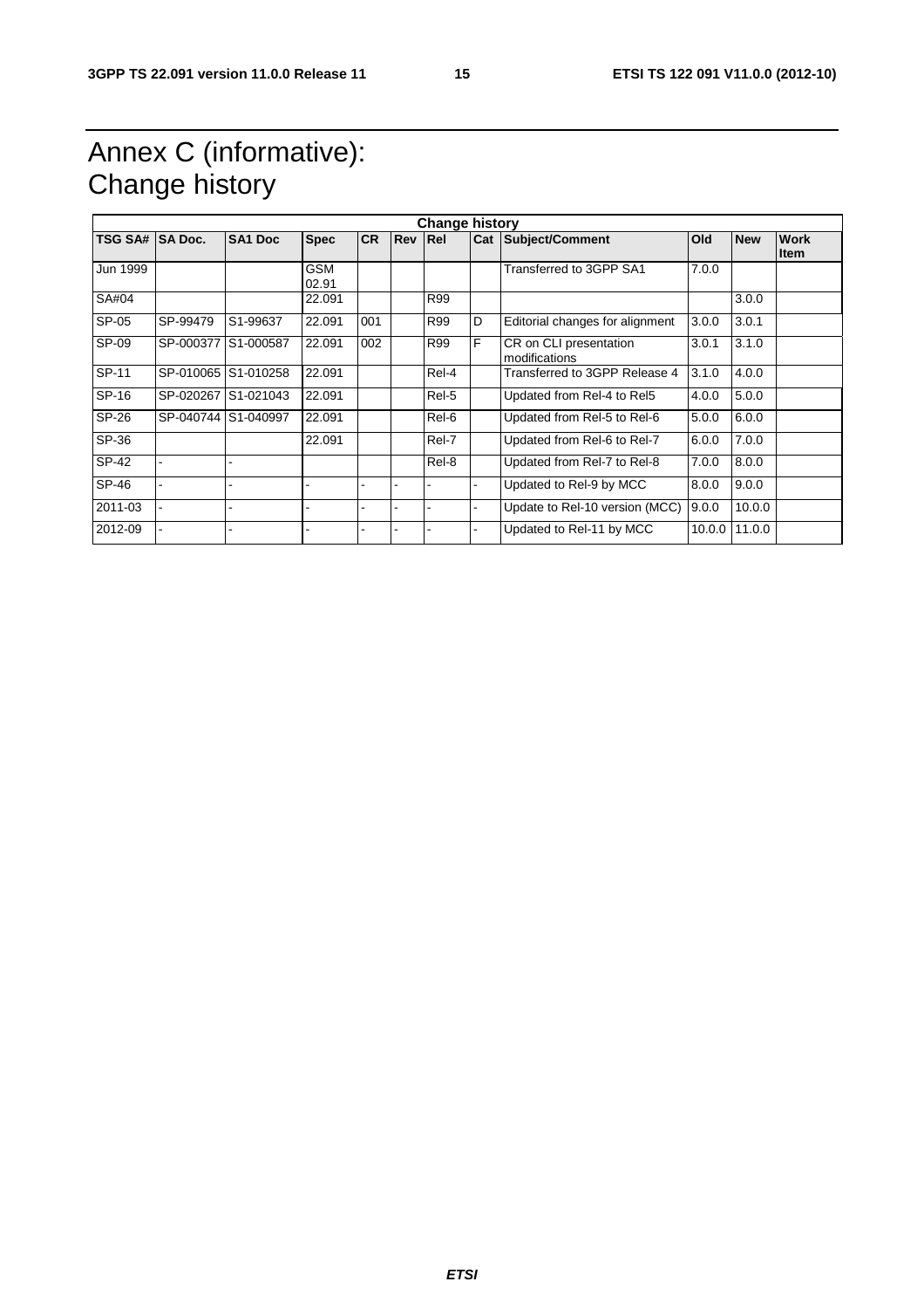# Annex C (informative): Change history

| Change history | | | | | | | | | | | |
|---|---|---|---|---|---|---|---|---|---|---|---|
| **TSG SA#** | **SA Doc.** | **SA1 Doc** | **Spec** | **CR** | **Rev** | **Rel** | **Cat** | **Subject/Comment** | **Old** | **New** | **Work Item** |
| Jun 1999 | | | GSM 02.91 | | | | | Transferred to 3GPP SA1 | 7.0.0 | | |
| SA#04 | | | 22.091 | | | R99 | | | | 3.0.0 | |
| SP-05 | SP-99479 | S1-99637 | 22.091 | 001 | | R99 | D | Editorial changes for alignment | 3.0.0 | 3.0.1 | |
| SP-09 | SP-000377 | S1-000587 | 22.091 | 002 | | R99 | F | CR on CLI presentation modifications | 3.0.1 | 3.1.0 | |
| SP-11 | SP-010065 | S1-010258 | 22.091 | | | Rel-4 | | Transferred to 3GPP Release 4 | 3.1.0 | 4.0.0 | |
| SP-16 | SP-020267 | S1-021043 | 22.091 | | | Rel-5 | | Updated from Rel-4 to Rel5 | 4.0.0 | 5.0.0 | |
| SP-26 | SP-040744 | S1-040997 | 22.091 | | | Rel-6 | | Updated from Rel-5 to Rel-6 | 5.0.0 | 6.0.0 | |
| SP-36 | | | 22.091 | | | Rel-7 | | Updated from Rel-6 to Rel-7 | 6.0.0 | 7.0.0 | |
| SP-42 | - | - | | | | Rel-8 | | Updated from Rel-7 to Rel-8 | 7.0.0 | 8.0.0 | |
| SP-46 | - | - | - | - | - | - | - | Updated to Rel-9 by MCC | 8.0.0 | 9.0.0 | |
| 2011-03 | - | - | - | - | - | - | - | Update to Rel-10 version (MCC) | 9.0.0 | 10.0.0 | |
| 2012-09 | - | - | - | - | - | - | - | Updated to Rel-11 by MCC | 10.0.0 | 11.0.0 | |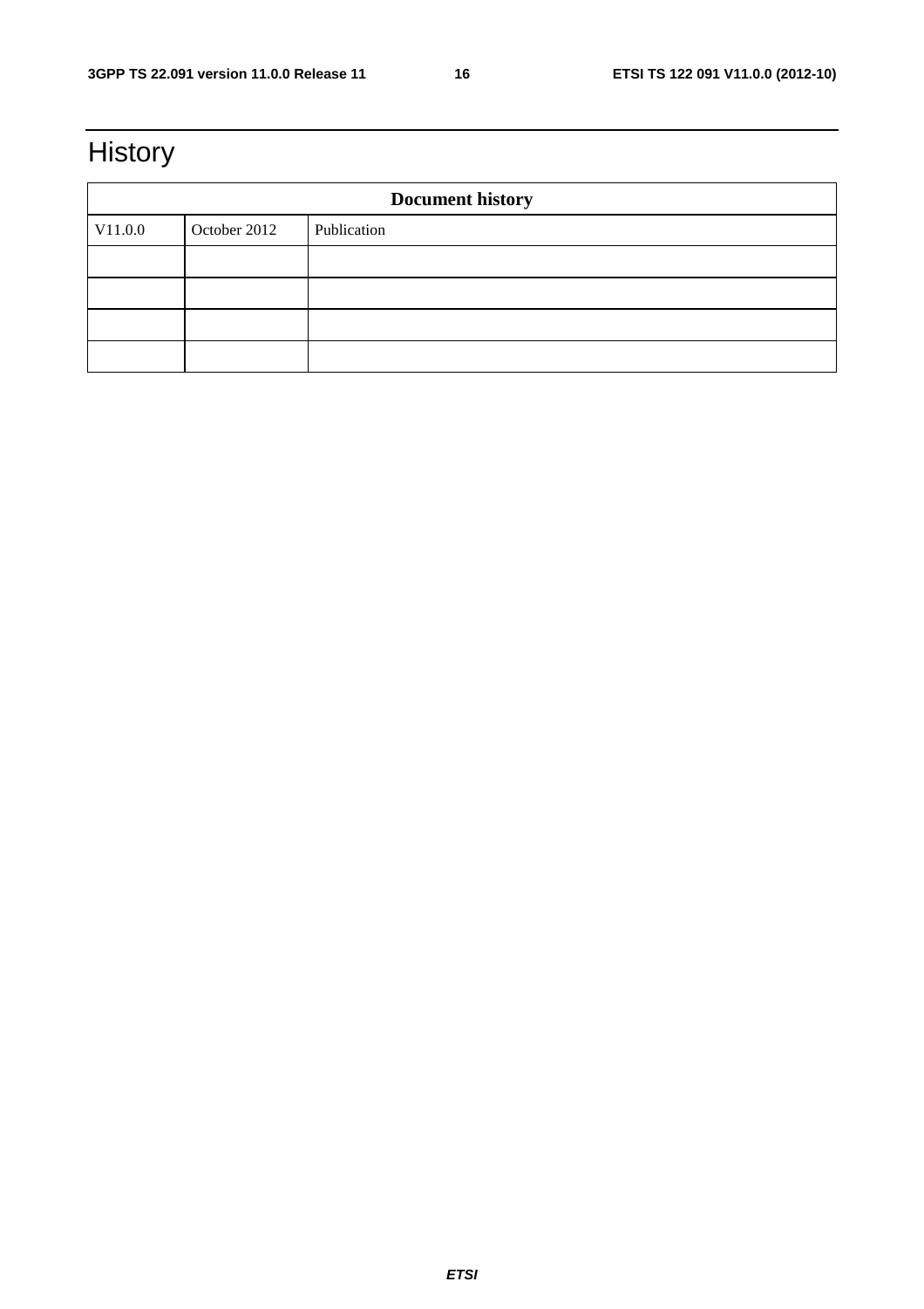# History

| Document history | | |
|---|---|---|
| V11.0.0 | October 2012 | Publication |
| | | |
| | | |
| | | |
| | | |